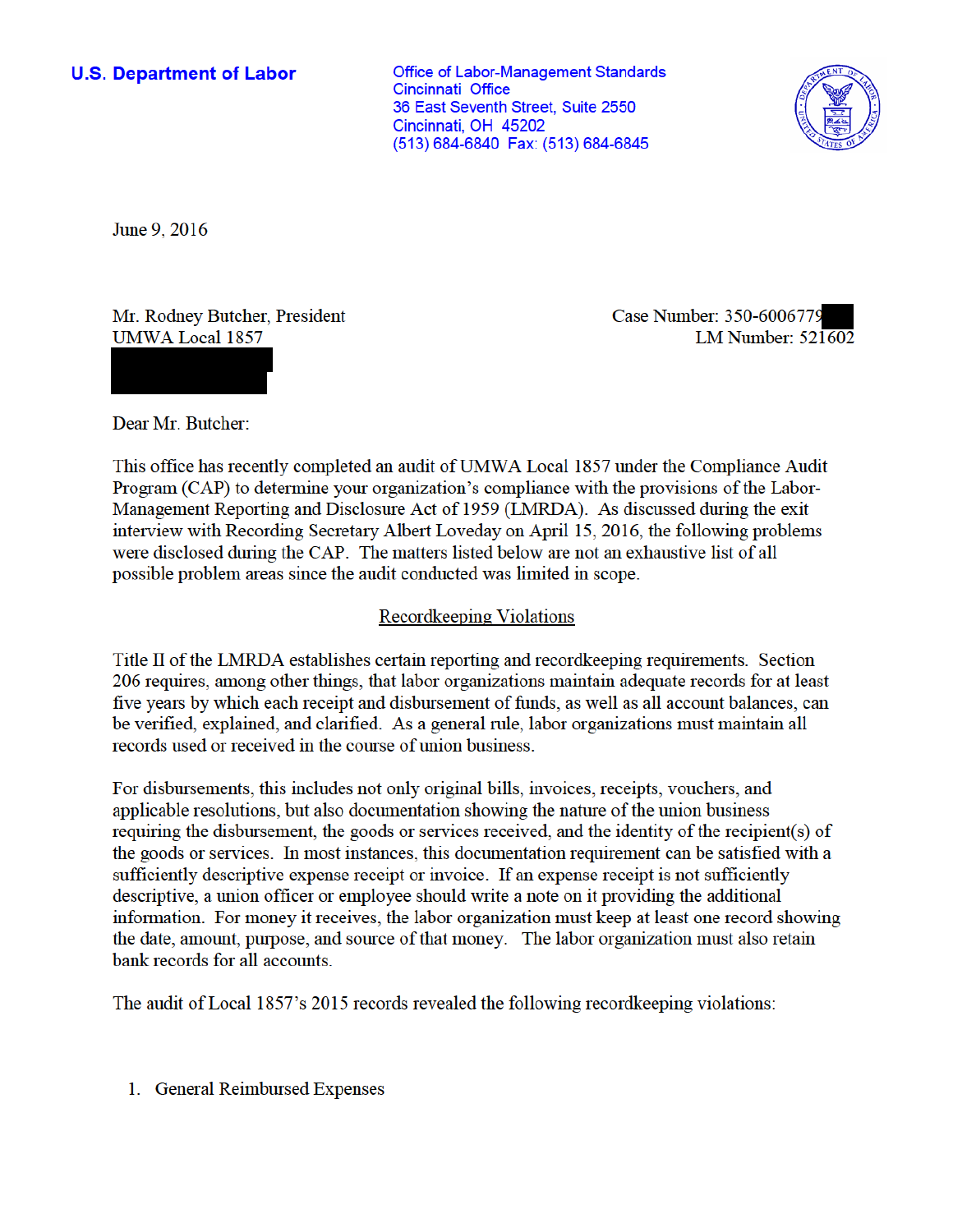**U.S. Department of Labor**

Office of Labor-Management Standards
Cincinnati Office
36 East Seventh Street, Suite 2550
Cincinnati, OH 45202
(513) 684-6840 Fax: (513) 684-6845

June 9, 2016

Mr. Rodney Butcher, President
UMWA Local 1857

Case Number: 350-6006779
LM Number: 521602

Dear Mr. Butcher:

This office has recently completed an audit of UMWA Local 1857 under the Compliance Audit Program (CAP) to determine your organization's compliance with the provisions of the Labor-Management Reporting and Disclosure Act of 1959 (LMRDA). As discussed during the exit interview with Recording Secretary Albert Loveday on April 15, 2016, the following problems were disclosed during the CAP. The matters listed below are not an exhaustive list of all possible problem areas since the audit conducted was limited in scope.

## Recordkeeping Violations

Title II of the LMRDA establishes certain reporting and recordkeeping requirements. Section 206 requires, among other things, that labor organizations maintain adequate records for at least five years by which each receipt and disbursement of funds, as well as all account balances, can be verified, explained, and clarified. As a general rule, labor organizations must maintain all records used or received in the course of union business.

For disbursements, this includes not only original bills, invoices, receipts, vouchers, and applicable resolutions, but also documentation showing the nature of the union business requiring the disbursement, the goods or services received, and the identity of the recipient(s) of the goods or services. In most instances, this documentation requirement can be satisfied with a sufficiently descriptive expense receipt or invoice. If an expense receipt is not sufficiently descriptive, a union officer or employee should write a note on it providing the additional information. For money it receives, the labor organization must keep at least one record showing the date, amount, purpose, and source of that money. The labor organization must also retain bank records for all accounts.

The audit of Local 1857's 2015 records revealed the following recordkeeping violations:

1. General Reimbursed Expenses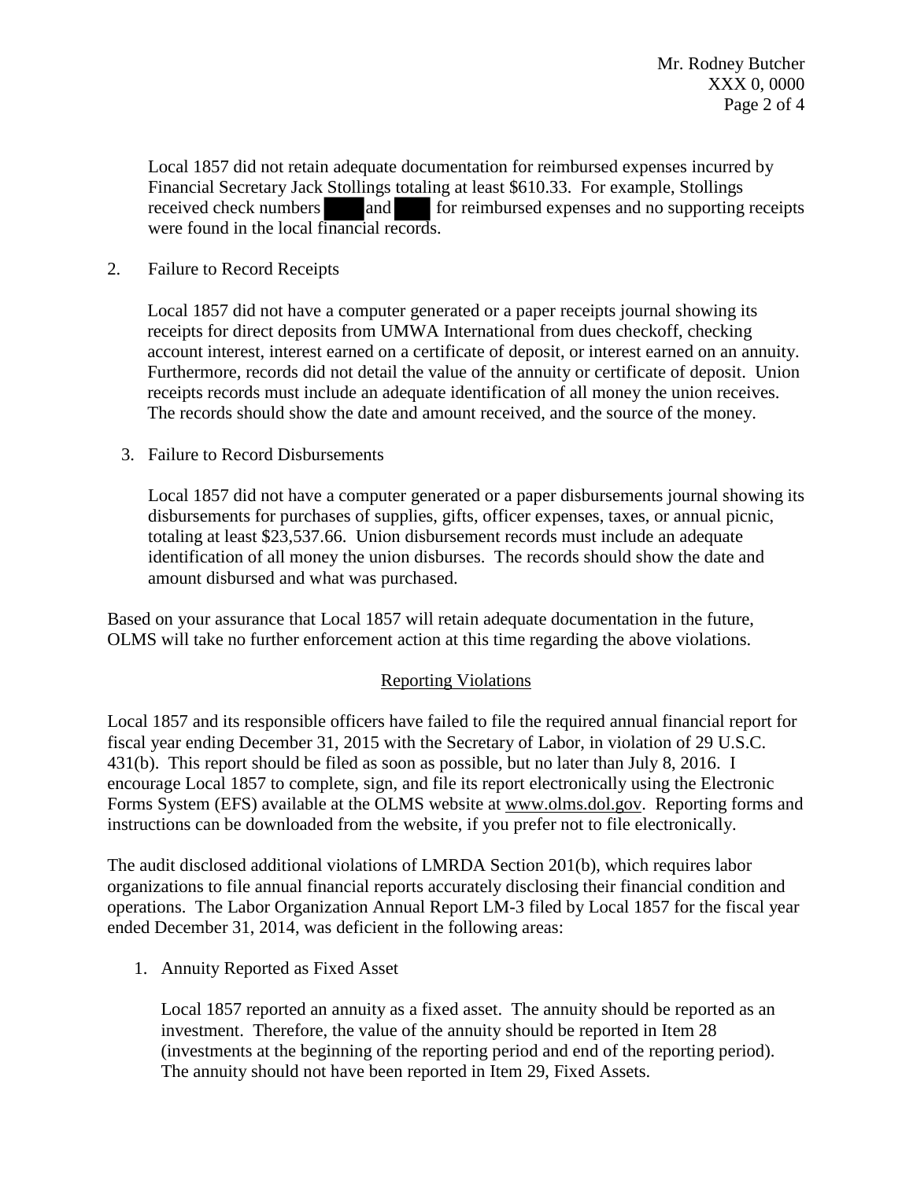Local 1857 did not retain adequate documentation for reimbursed expenses incurred by Financial Secretary Jack Stollings totaling at least $610.33. For example, Stollings received check numbers and for reimbursed expenses and no supporting receipts were found in the local financial records.

2. Failure to Record Receipts

   Local 1857 did not have a computer generated or a paper receipts journal showing its receipts for direct deposits from UMWA International from dues checkoff, checking account interest, interest earned on a certificate of deposit, or interest earned on an annuity. Furthermore, records did not detail the value of the annuity or certificate of deposit. Union receipts records must include an adequate identification of all money the union receives. The records should show the date and amount received, and the source of the money.

3. Failure to Record Disbursements

   Local 1857 did not have a computer generated or a paper disbursements journal showing its disbursements for purchases of supplies, gifts, officer expenses, taxes, or annual picnic, totaling at least $23,537.66. Union disbursement records must include an adequate identification of all money the union disburses. The records should show the date and amount disbursed and what was purchased.

Based on your assurance that Local 1857 will retain adequate documentation in the future, OLMS will take no further enforcement action at this time regarding the above violations.

## Reporting Violations

Local 1857 and its responsible officers have failed to file the required annual financial report for fiscal year ending December 31, 2015 with the Secretary of Labor, in violation of 29 U.S.C. 431(b). This report should be filed as soon as possible, but no later than July 8, 2016. I encourage Local 1857 to complete, sign, and file its report electronically using the Electronic Forms System (EFS) available at the OLMS website at www.olms.dol.gov. Reporting forms and instructions can be downloaded from the website, if you prefer not to file electronically.

The audit disclosed additional violations of LMRDA Section 201(b), which requires labor organizations to file annual financial reports accurately disclosing their financial condition and operations. The Labor Organization Annual Report LM-3 filed by Local 1857 for the fiscal year ended December 31, 2014, was deficient in the following areas:

1. Annuity Reported as Fixed Asset

   Local 1857 reported an annuity as a fixed asset. The annuity should be reported as an investment. Therefore, the value of the annuity should be reported in Item 28 (investments at the beginning of the reporting period and end of the reporting period). The annuity should not have been reported in Item 29, Fixed Assets.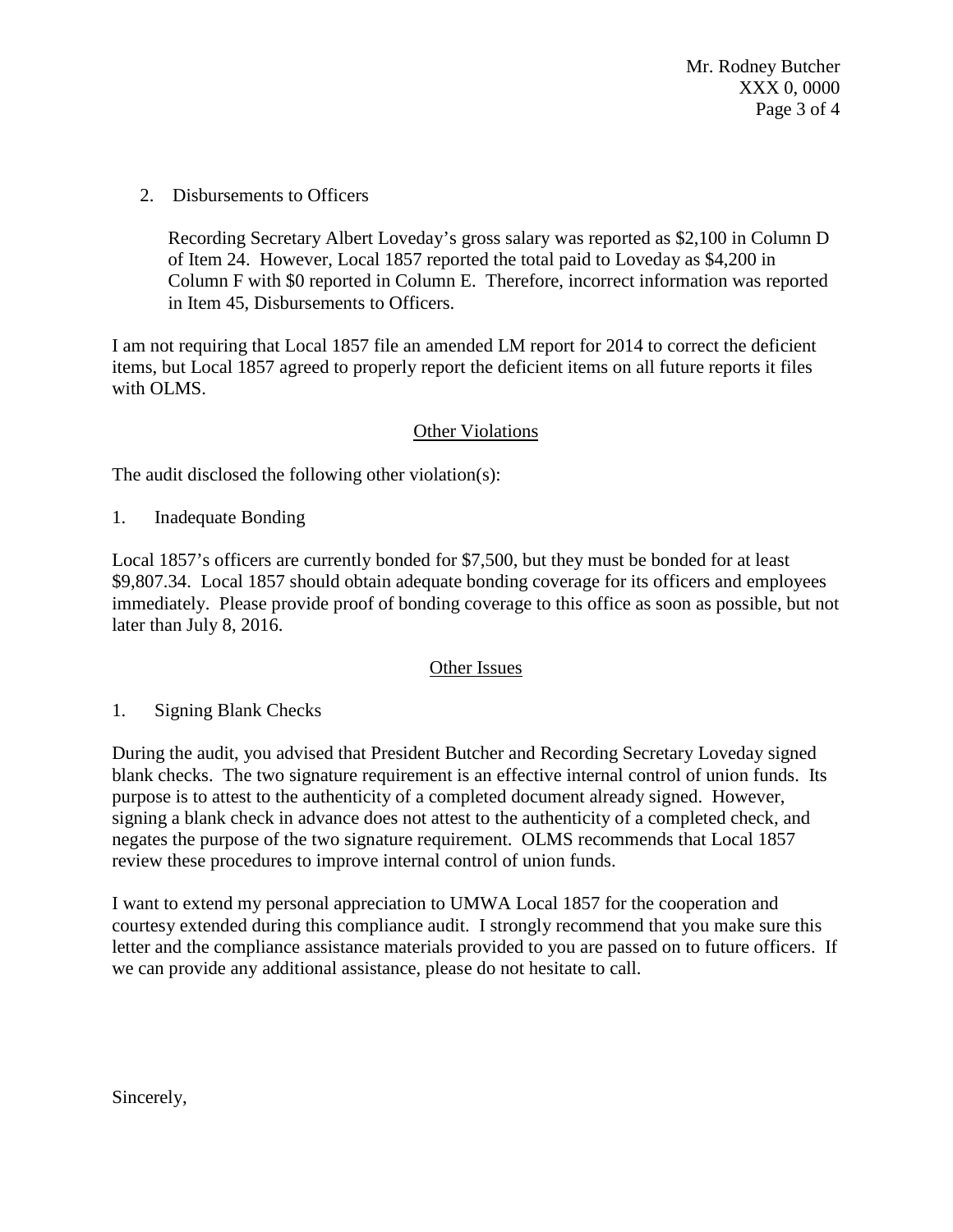2. Disbursements to Officers

   Recording Secretary Albert Loveday's gross salary was reported as $2,100 in Column D of Item 24. However, Local 1857 reported the total paid to Loveday as $4,200 in Column F with $0 reported in Column E. Therefore, incorrect information was reported in Item 45, Disbursements to Officers.

I am not requiring that Local 1857 file an amended LM report for 2014 to correct the deficient items, but Local 1857 agreed to properly report the deficient items on all future reports it files with OLMS.

## Other Violations

The audit disclosed the following other violation(s):

1. Inadequate Bonding

Local 1857's officers are currently bonded for $7,500, but they must be bonded for at least $9,807.34. Local 1857 should obtain adequate bonding coverage for its officers and employees immediately. Please provide proof of bonding coverage to this office as soon as possible, but not later than July 8, 2016.

## Other Issues

1. Signing Blank Checks

During the audit, you advised that President Butcher and Recording Secretary Loveday signed blank checks. The two signature requirement is an effective internal control of union funds. Its purpose is to attest to the authenticity of a completed document already signed. However, signing a blank check in advance does not attest to the authenticity of a completed check, and negates the purpose of the two signature requirement. OLMS recommends that Local 1857 review these procedures to improve internal control of union funds.

I want to extend my personal appreciation to UMWA Local 1857 for the cooperation and courtesy extended during this compliance audit. I strongly recommend that you make sure this letter and the compliance assistance materials provided to you are passed on to future officers. If we can provide any additional assistance, please do not hesitate to call.

Sincerely,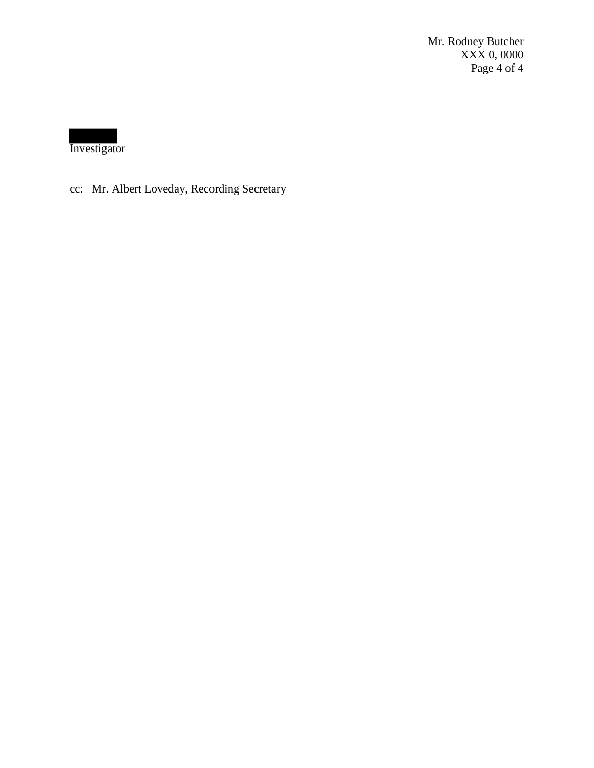Investigator

cc: Mr. Albert Loveday, Recording Secretary